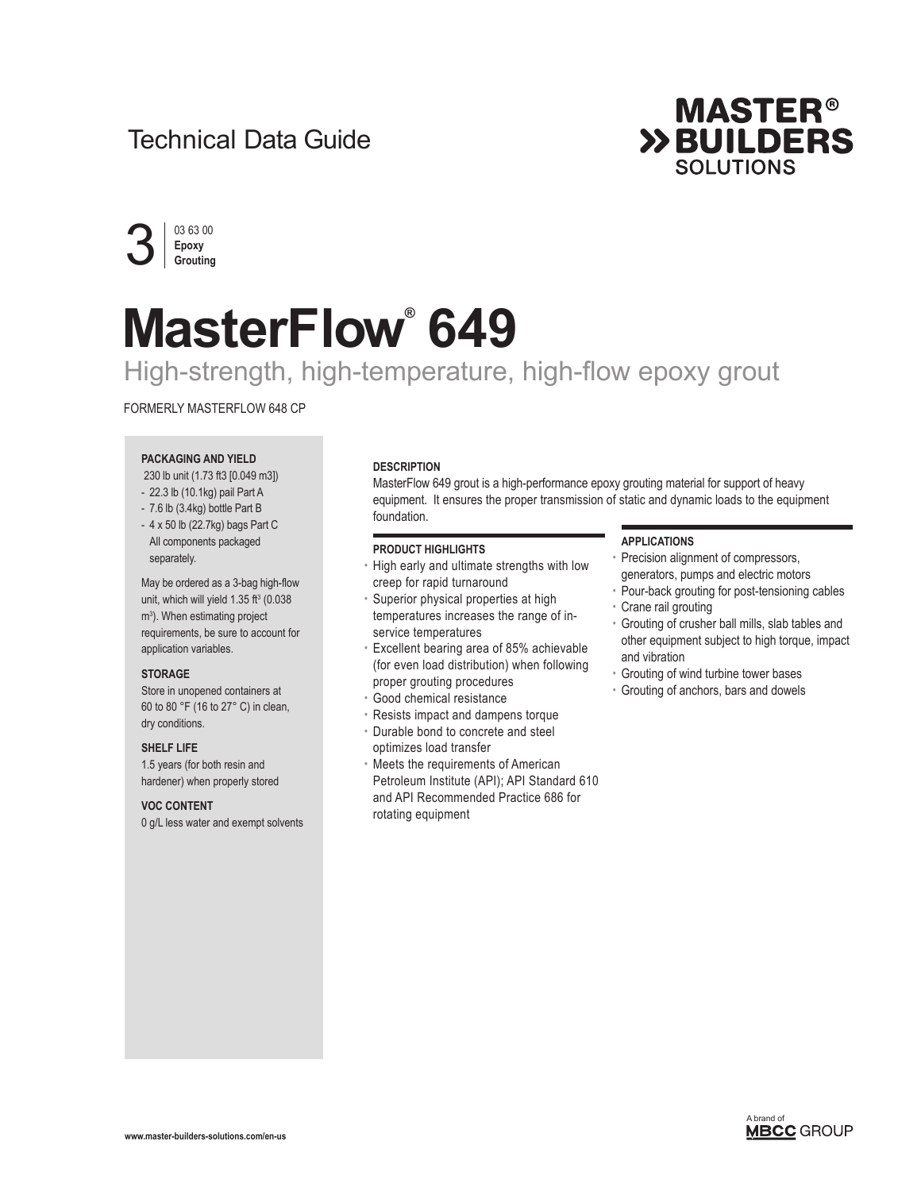Technical Data Guide

**MASTER® BUILDERS SOLUTIONS**

3 | 03 63 00 **Epoxy Grouting**

# MasterFlow® 649

## High-strength, high-temperature, high-flow epoxy grout

FORMERLY MASTERFLOW 648 CP

**PACKAGING AND YIELD**

230 lb unit (1.73 ft3 [0.049 m3])

- 22.3 lb (10.1kg) pail Part A
- 7.6 lb (3.4kg) bottle Part B
- 4 x 50 lb (22.7kg) bags Part C
  All components packaged separately.

May be ordered as a 3-bag high-flow unit, which will yield 1.35 $ft^3$ (0.038 $m^3$). When estimating project requirements, be sure to account for application variables.

**STORAGE**

Store in unopened containers at 60 to 80 °F (16 to 27° C) in clean, dry conditions.

**SHELF LIFE**

1.5 years (for both resin and hardener) when properly stored

**VOC CONTENT**

0 g/L less water and exempt solvents

**DESCRIPTION**

MasterFlow 649 grout is a high-performance epoxy grouting material for support of heavy equipment. It ensures the proper transmission of static and dynamic loads to the equipment foundation.

**PRODUCT HIGHLIGHTS**

- High early and ultimate strengths with low creep for rapid turnaround
- Superior physical properties at high temperatures increases the range of in-service temperatures
- Excellent bearing area of 85% achievable (for even load distribution) when following proper grouting procedures
- Good chemical resistance
- Resists impact and dampens torque
- Durable bond to concrete and steel optimizes load transfer
- Meets the requirements of American Petroleum Institute (API); API Standard 610 and API Recommended Practice 686 for rotating equipment

**APPLICATIONS**

- Precision alignment of compressors, generators, pumps and electric motors
- Pour-back grouting for post-tensioning cables
- Crane rail grouting
- Grouting of crusher ball mills, slab tables and other equipment subject to high torque, impact and vibration
- Grouting of wind turbine tower bases
- Grouting of anchors, bars and dowels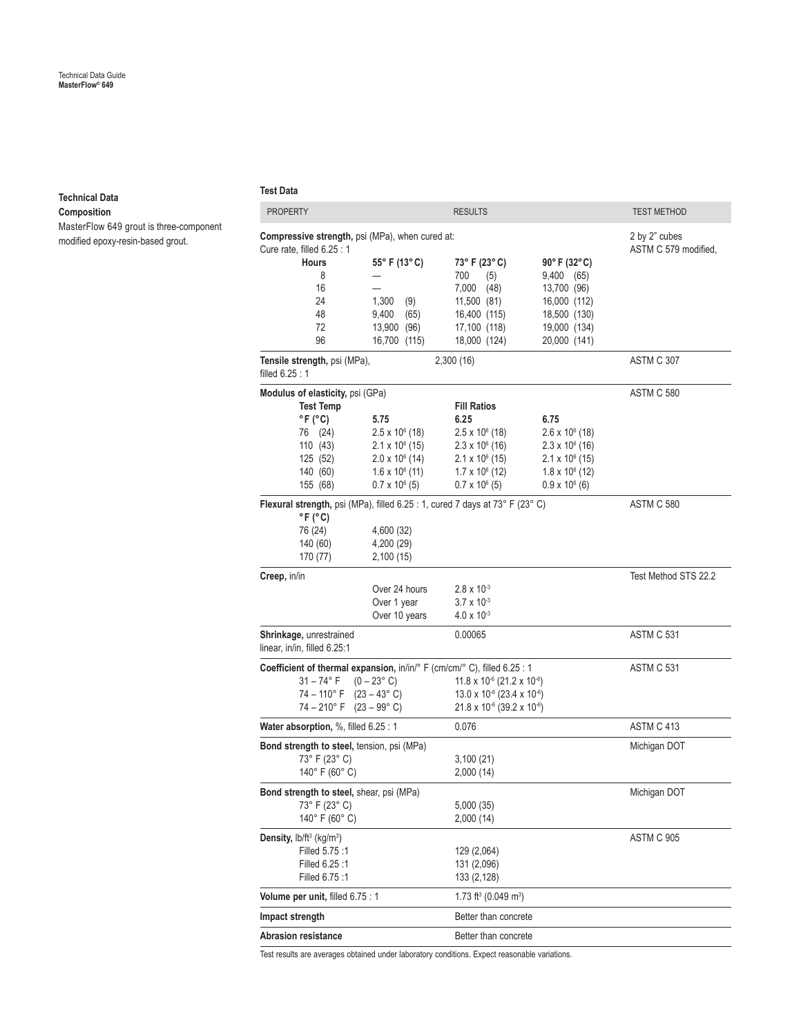## Technical Data

**Composition**

MasterFlow 649 grout is three-component modified epoxy-resin-based grout.

**Test Data**

| PROPERTY | | RESULTS | | TEST METHOD |
|---|---|---|---|---|
| **Compressive strength,** psi (MPa), when cured at: Cure rate, filled 6.25 : 1 | | | | 2 by 2" cubes ASTM C 579 modified, |
| **Hours** | **55° F (13° C)** | **73° F (23° C)** | **90° F (32° C)** | |
| 8 | — | 700 (5) | 9,400 (65) | |
| 16 | — | 7,000 (48) | 13,700 (96) | |
| 24 | 1,300 (9) | 11,500 (81) | 16,000 (112) | |
| 48 | 9,400 (65) | 16,400 (115) | 18,500 (130) | |
| 72 | 13,900 (96) | 17,100 (118) | 19,000 (134) | |
| 96 | 16,700 (115) | 18,000 (124) | 20,000 (141) | |
| **Tensile strength,** psi (MPa), filled 6.25 : 1 | | 2,300 (16) | | ASTM C 307 |
| **Modulus of elasticity,** psi (GPa) | | | | ASTM C 580 |
| **Test Temp** | | **Fill Ratios** | | |
| **°F (°C)** | **5.75** | **6.25** | **6.75** | |
| 76 (24) | $2.5 \times 10^6$ (18) | $2.5 \times 10^6$ (18) | $2.6 \times 10^6$ (18) | |
| 110 (43) | $2.1 \times 10^6$ (15) | $2.3 \times 10^6$ (16) | $2.3 \times 10^6$ (16) | |
| 125 (52) | $2.0 \times 10^6$ (14) | $2.1 \times 10^6$ (15) | $2.1 \times 10^6$ (15) | |
| 140 (60) | $1.6 \times 10^6$ (11) | $1.7 \times 10^6$ (12) | $1.8 \times 10^6$ (12) | |
| 155 (68) | $0.7 \times 10^6$ (5) | $0.7 \times 10^6$ (5) | $0.9 \times 10^6$ (6) | |
| **Flexural strength,** psi (MPa), filled 6.25 : 1, cured 7 days at 73° F (23° C) | | | | ASTM C 580 |
| **°F (°C)** | | | | |
| 76 (24) | 4,600 (32) | | | |
| 140 (60) | 4,200 (29) | | | |
| 170 (77) | 2,100 (15) | | | |
| **Creep,** in/in | | | | Test Method STS 22.2 |
| | Over 24 hours | $2.8 \times 10^{-3}$ | | |
| | Over 1 year | $3.7 \times 10^{-3}$ | | |
| | Over 10 years | $4.0 \times 10^{-3}$ | | |
| **Shrinkage,** unrestrained linear, in/in, filled 6.25:1 | | 0.00065 | | ASTM C 531 |
| **Coefficient of thermal expansion,** in/in/° F (cm/cm/° C), filled 6.25 : 1 | | | | ASTM C 531 |
| 31 – 74° F (0 – 23° C) | | $11.8 \times 10^{-6}$ ($21.2 \times 10^{-6}$) | | |
| 74 – 110° F (23 – 43° C) | | $13.0 \times 10^{-6}$ ($23.4 \times 10^{-6}$) | | |
| 74 – 210° F (23 – 99° C) | | $21.8 \times 10^{-6}$ ($39.2 \times 10^{-6}$) | | |
| **Water absorption,** %, filled 6.25 : 1 | | 0.076 | | ASTM C 413 |
| **Bond strength to steel,** tension, psi (MPa) | | | | Michigan DOT |
| 73° F (23° C) | | 3,100 (21) | | |
| 140° F (60° C) | | 2,000 (14) | | |
| **Bond strength to steel,** shear, psi (MPa) | | | | Michigan DOT |
| 73° F (23° C) | | 5,000 (35) | | |
| 140° F (60° C) | | 2,000 (14) | | |
| **Density,** lb/ft³ (kg/m³) | | | | ASTM C 905 |
| Filled 5.75 :1 | | 129 (2,064) | | |
| Filled 6.25 :1 | | 131 (2,096) | | |
| Filled 6.75 :1 | | 133 (2,128) | | |
| **Volume per unit,** filled 6.75 : 1 | | 1.73 ft³ (0.049 m³) | | |
| **Impact strength** | | Better than concrete | | |
| **Abrasion resistance** | | Better than concrete | | |

Test results are averages obtained under laboratory conditions. Expect reasonable variations.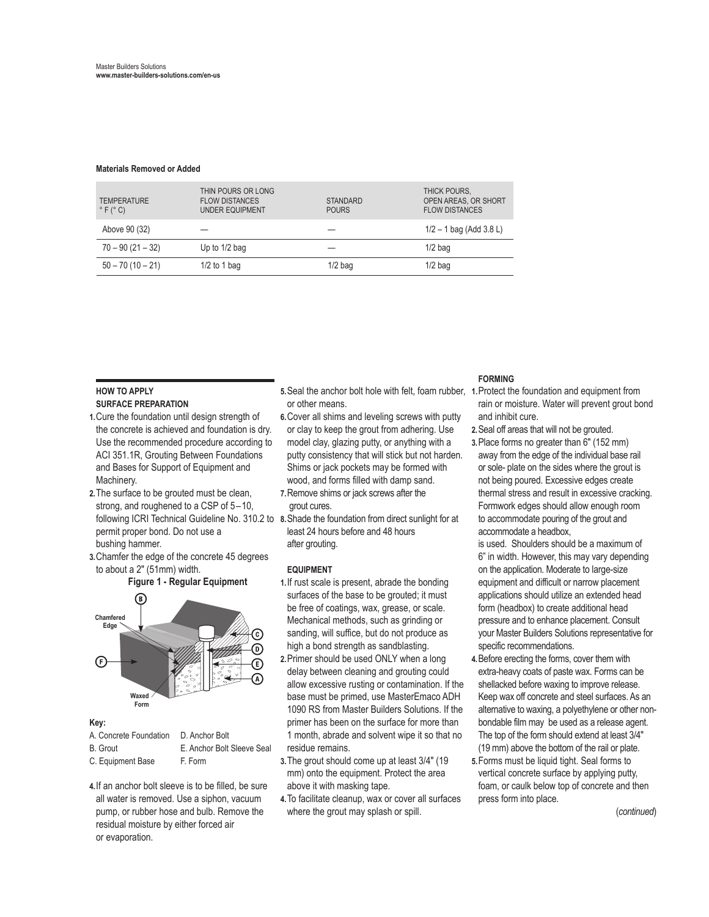**Materials Removed or Added**

| TEMPERATURE ° F (° C) | THIN POURS OR LONG FLOW DISTANCES UNDER EQUIPMENT | STANDARD POURS | THICK POURS, OPEN AREAS, OR SHORT FLOW DISTANCES |
|---|---|---|---|
| Above 90 (32) | — | — | 1/2 – 1 bag (Add 3.8 L) |
| 70 – 90 (21 – 32) | Up to 1/2 bag | — | 1/2 bag |
| 50 – 70 (10 – 21) | 1/2 to 1 bag | 1/2 bag | 1/2 bag |

## HOW TO APPLY

### SURFACE PREPARATION

1. Cure the foundation until design strength of the concrete is achieved and foundation is dry. Use the recommended procedure according to ACI 351.1R, Grouting Between Foundations and Bases for Support of Equipment and Machinery.
2. The surface to be grouted must be clean, strong, and roughened to a CSP of 5–10, following ICRI Technical Guideline No. 310.2 to permit proper bond. Do not use a bushing hammer.
3. Chamfer the edge of the concrete 45 degrees to about a 2" (51mm) width.

**Figure 1 - Regular Equipment**

Chamfered Edge

Waxed Form

**Key:**

A. Concrete Foundation
B. Grout
C. Equipment Base
D. Anchor Bolt
E. Anchor Bolt Sleeve Seal
F. Form

4. If an anchor bolt sleeve is to be filled, be sure all water is removed. Use a siphon, vacuum pump, or rubber hose and bulb. Remove the residual moisture by either forced air or evaporation.
5. Seal the anchor bolt hole with felt, foam rubber, or other means.
6. Cover all shims and leveling screws with putty or clay to keep the grout from adhering. Use model clay, glazing putty, or anything with a putty consistency that will stick but not harden. Shims or jack pockets may be formed with wood, and forms filled with damp sand.
7. Remove shims or jack screws after the grout cures.
8. Shade the foundation from direct sunlight for at least 24 hours before and 48 hours after grouting.

### EQUIPMENT

1. If rust scale is present, abrade the bonding surfaces of the base to be grouted; it must be free of coatings, wax, grease, or scale. Mechanical methods, such as grinding or sanding, will suffice, but do not produce as high a bond strength as sandblasting.
2. Primer should be used ONLY when a long delay between cleaning and grouting could allow excessive rusting or contamination. If the base must be primed, use MasterEmaco ADH 1090 RS from Master Builders Solutions. If the primer has been on the surface for more than 1 month, abrade and solvent wipe it so that no residue remains.
3. The grout should come up at least 3/4" (19 mm) onto the equipment. Protect the area above it with masking tape.
4. To facilitate cleanup, wax or cover all surfaces where the grout may splash or spill.

### FORMING

1. Protect the foundation and equipment from rain or moisture. Water will prevent grout bond and inhibit cure.
2. Seal off areas that will not be grouted.
3. Place forms no greater than 6" (152 mm) away from the edge of the individual base rail or sole- plate on the sides where the grout is not being poured. Excessive edges create thermal stress and result in excessive cracking. Formwork edges should allow enough room to accommodate pouring of the grout and accommodate a headbox,
is used. Shoulders should be a maximum of 6" in width. However, this may vary depending on the application. Moderate to large-size equipment and difficult or narrow placement applications should utilize an extended head form (headbox) to create additional head pressure and to enhance placement. Consult your Master Builders Solutions representative for specific recommendations.
4. Before erecting the forms, cover them with extra-heavy coats of paste wax. Forms can be shellacked before waxing to improve release. Keep wax off concrete and steel surfaces. As an alternative to waxing, a polyethylene or other non-bondable film may be used as a release agent. The top of the form should extend at least 3/4" (19 mm) above the bottom of the rail or plate.
5. Forms must be liquid tight. Seal forms to vertical concrete surface by applying putty, foam, or caulk below top of concrete and then press form into place.

(*continued*)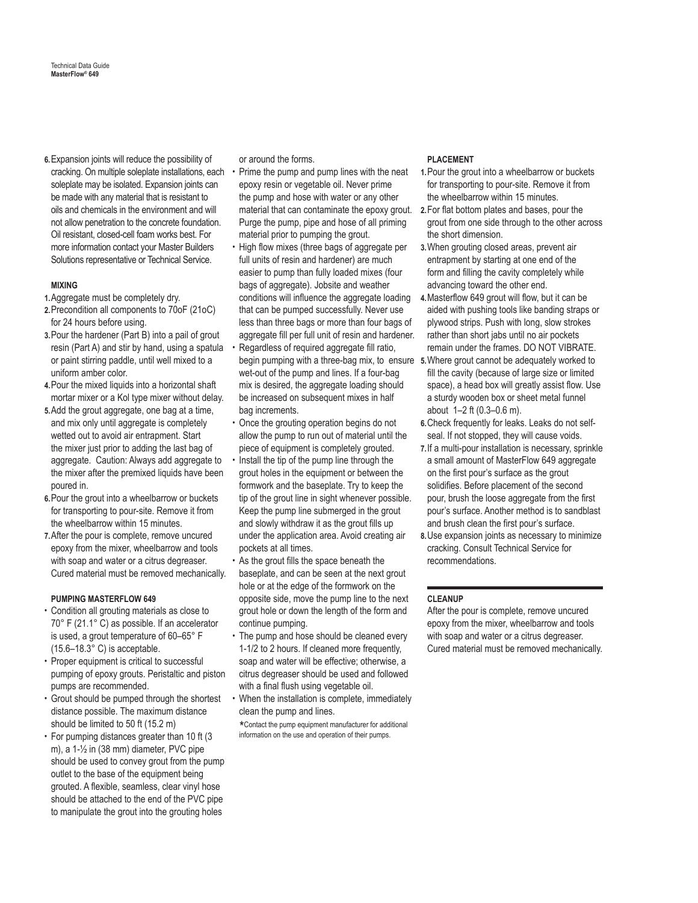6. Expansion joints will reduce the possibility of cracking. On multiple soleplate installations, each soleplate may be isolated. Expansion joints can be made with any material that is resistant to oils and chemicals in the environment and will not allow penetration to the concrete foundation. Oil resistant, closed-cell foam works best. For more information contact your Master Builders Solutions representative or Technical Service.

#### MIXING

1. Aggregate must be completely dry.
2. Precondition all components to 70oF (21oC) for 24 hours before using.
3. Pour the hardener (Part B) into a pail of grout resin (Part A) and stir by hand, using a spatula or paint stirring paddle, until well mixed to a uniform amber color.
4. Pour the mixed liquids into a horizontal shaft mortar mixer or a Kol type mixer without delay.
5. Add the grout aggregate, one bag at a time, and mix only until aggregate is completely wetted out to avoid air entrapment. Start the mixer just prior to adding the last bag of aggregate. Caution: Always add aggregate to the mixer after the premixed liquids have been poured in.
6. Pour the grout into a wheelbarrow or buckets for transporting to pour-site. Remove it from the wheelbarrow within 15 minutes.
7. After the pour is complete, remove uncured epoxy from the mixer, wheelbarrow and tools with soap and water or a citrus degreaser. Cured material must be removed mechanically.

#### PUMPING MASTERFLOW 649

- Condition all grouting materials as close to 70° F (21.1° C) as possible. If an accelerator is used, a grout temperature of 60–65° F (15.6–18.3° C) is acceptable.
- Proper equipment is critical to successful pumping of epoxy grouts. Peristaltic and piston pumps are recommended.
- Grout should be pumped through the shortest distance possible. The maximum distance should be limited to 50 ft (15.2 m)
- For pumping distances greater than 10 ft (3 m), a 1-½ in (38 mm) diameter, PVC pipe should be used to convey grout from the pump outlet to the base of the equipment being grouted. A flexible, seamless, clear vinyl hose should be attached to the end of the PVC pipe to manipulate the grout into the grouting holes or around the forms.
- Prime the pump and pump lines with the neat epoxy resin or vegetable oil. Never prime the pump and hose with water or any other material that can contaminate the epoxy grout. Purge the pump, pipe and hose of all priming material prior to pumping the grout.
- High flow mixes (three bags of aggregate per full units of resin and hardener) are much easier to pump than fully loaded mixes (four bags of aggregate). Jobsite and weather conditions will influence the aggregate loading that can be pumped successfully. Never use less than three bags or more than four bags of aggregate fill per full unit of resin and hardener.
- Regardless of required aggregate fill ratio, begin pumping with a three-bag mix, to ensure wet-out of the pump and lines. If a four-bag mix is desired, the aggregate loading should be increased on subsequent mixes in half bag increments.
- Once the grouting operation begins do not allow the pump to run out of material until the piece of equipment is completely grouted.
- Install the tip of the pump line through the grout holes in the equipment or between the formwork and the baseplate. Try to keep the tip of the grout line in sight whenever possible. Keep the pump line submerged in the grout and slowly withdraw it as the grout fills up under the application area. Avoid creating air pockets at all times.
- As the grout fills the space beneath the baseplate, and can be seen at the next grout hole or at the edge of the formwork on the opposite side, move the pump line to the next grout hole or down the length of the form and continue pumping.
- The pump and hose should be cleaned every 1-1/2 to 2 hours. If cleaned more frequently, soap and water will be effective; otherwise, a citrus degreaser should be used and followed with a final flush using vegetable oil.
- When the installation is complete, immediately clean the pump and lines.

*Contact the pump equipment manufacturer for additional information on the use and operation of their pumps.

#### PLACEMENT

1. Pour the grout into a wheelbarrow or buckets for transporting to pour-site. Remove it from the wheelbarrow within 15 minutes.
2. For flat bottom plates and bases, pour the grout from one side through to the other across the short dimension.
3. When grouting closed areas, prevent air entrapment by starting at one end of the form and filling the cavity completely while advancing toward the other end.
4. Masterflow 649 grout will flow, but it can be aided with pushing tools like banding straps or plywood strips. Push with long, slow strokes rather than short jabs until no air pockets remain under the frames. DO NOT VIBRATE.
5. Where grout cannot be adequately worked to fill the cavity (because of large size or limited space), a head box will greatly assist flow. Use a sturdy wooden box or sheet metal funnel about 1–2 ft (0.3–0.6 m).
6. Check frequently for leaks. Leaks do not self-seal. If not stopped, they will cause voids.
7. If a multi-pour installation is necessary, sprinkle a small amount of MasterFlow 649 aggregate on the first pour's surface as the grout solidifies. Before placement of the second pour, brush the loose aggregate from the first pour's surface. Another method is to sandblast and brush clean the first pour's surface.
8. Use expansion joints as necessary to minimize cracking. Consult Technical Service for recommendations.

#### CLEANUP

After the pour is complete, remove uncured epoxy from the mixer, wheelbarrow and tools with soap and water or a citrus degreaser. Cured material must be removed mechanically.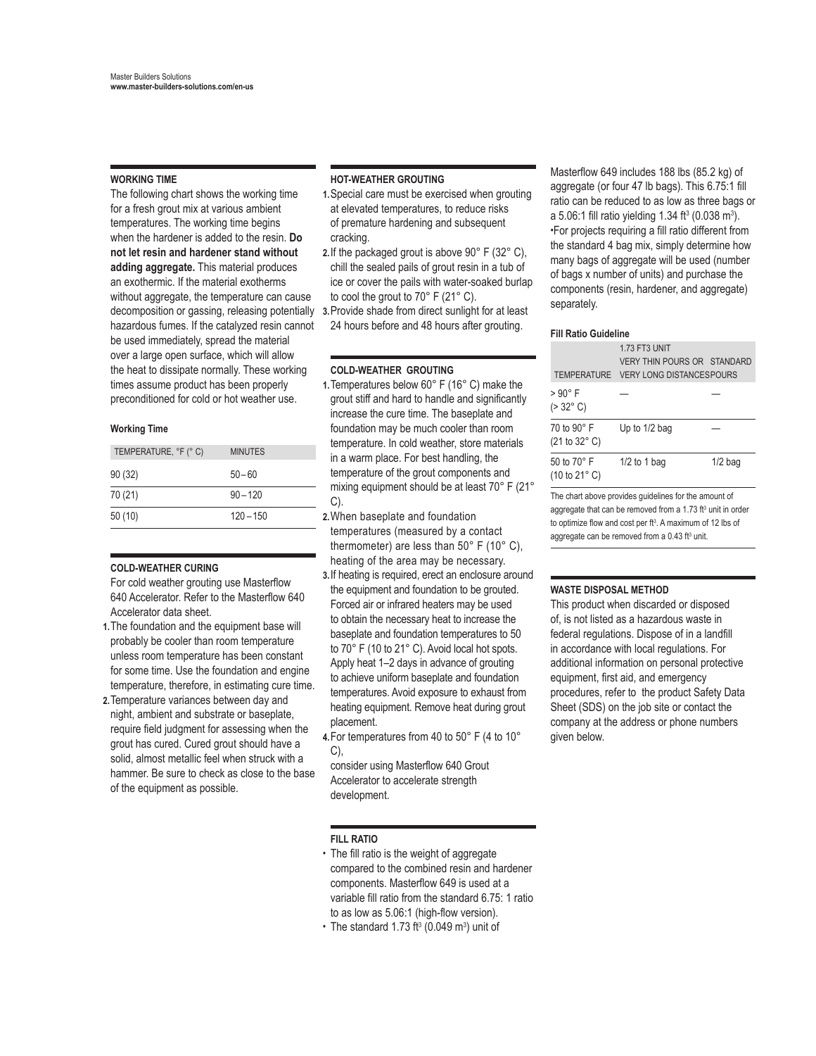## WORKING TIME

The following chart shows the working time for a fresh grout mix at various ambient temperatures. The working time begins when the hardener is added to the resin. **Do not let resin and hardener stand without adding aggregate.** This material produces an exothermic. If the material exotherms without aggregate, the temperature can cause decomposition or gassing, releasing potentially hazardous fumes. If the catalyzed resin cannot be used immediately, spread the material over a large open surface, which will allow the heat to dissipate normally. These working times assume product has been properly preconditioned for cold or hot weather use.

**Working Time**

| TEMPERATURE, °F (° C) | MINUTES |
|---|---|
| 90 (32) | 50 – 60 |
| 70 (21) | 90 – 120 |
| 50 (10) | 120 – 150 |

## COLD-WEATHER CURING

For cold weather grouting use Masterflow 640 Accelerator. Refer to the Masterflow 640 Accelerator data sheet.

1. The foundation and the equipment base will probably be cooler than room temperature unless room temperature has been constant for some time. Use the foundation and engine temperature, therefore, in estimating cure time.
2. Temperature variances between day and night, ambient and substrate or baseplate, require field judgment for assessing when the grout has cured. Cured grout should have a solid, almost metallic feel when struck with a hammer. Be sure to check as close to the base of the equipment as possible.

## HOT-WEATHER GROUTING

1. Special care must be exercised when grouting at elevated temperatures, to reduce risks of premature hardening and subsequent cracking.
2. If the packaged grout is above 90° F (32° C), chill the sealed pails of grout resin in a tub of ice or cover the pails with water-soaked burlap to cool the grout to 70° F (21° C).
3. Provide shade from direct sunlight for at least 24 hours before and 48 hours after grouting.

## COLD-WEATHER GROUTING

1. Temperatures below 60° F (16° C) make the grout stiff and hard to handle and significantly increase the cure time. The baseplate and foundation may be much cooler than room temperature. In cold weather, store materials in a warm place. For best handling, the temperature of the grout components and mixing equipment should be at least 70° F (21° C).
2. When baseplate and foundation temperatures (measured by a contact thermometer) are less than 50° F (10° C), heating of the area may be necessary.
3. If heating is required, erect an enclosure around the equipment and foundation to be grouted. Forced air or infrared heaters may be used to obtain the necessary heat to increase the baseplate and foundation temperatures to 50 to 70° F (10 to 21° C). Avoid local hot spots. Apply heat 1–2 days in advance of grouting to achieve uniform baseplate and foundation temperatures. Avoid exposure to exhaust from heating equipment. Remove heat during grout placement.
4. For temperatures from 40 to 50° F (4 to 10° C), consider using Masterflow 640 Grout Accelerator to accelerate strength development.

## FILL RATIO

- The fill ratio is the weight of aggregate compared to the combined resin and hardener components. Masterflow 649 is used at a variable fill ratio from the standard 6.75: 1 ratio to as low as 5.06:1 (high-flow version).
- The standard 1.73 ft³ (0.049 m³) unit of Masterflow 649 includes 188 lbs (85.2 kg) of aggregate (or four 47 lb bags). This 6.75:1 fill ratio can be reduced to as low as three bags or a 5.06:1 fill ratio yielding 1.34 ft³ (0.038 m³).
- For projects requiring a fill ratio different from the standard 4 bag mix, simply determine how many bags of aggregate will be used (number of bags x number of units) and purchase the components (resin, hardener, and aggregate) separately.

**Fill Ratio Guideline**

| TEMPERATURE | 1.73 FT3 UNIT VERY THIN POURS OR VERY LONG DISTANCES | STANDARD POURS |
|---|---|---|
| > 90° F (> 32° C) | — | — |
| 70 to 90° F (21 to 32° C) | Up to 1/2 bag | — |
| 50 to 70° F (10 to 21° C) | 1/2 to 1 bag | 1/2 bag |

The chart above provides guidelines for the amount of aggregate that can be removed from a 1.73 ft³ unit in order to optimize flow and cost per ft³. A maximum of 12 lbs of aggregate can be removed from a 0.43 ft³ unit.

## WASTE DISPOSAL METHOD

This product when discarded or disposed of, is not listed as a hazardous waste in federal regulations. Dispose of in a landfill in accordance with local regulations. For additional information on personal protective equipment, first aid, and emergency procedures, refer to the product Safety Data Sheet (SDS) on the job site or contact the company at the address or phone numbers given below.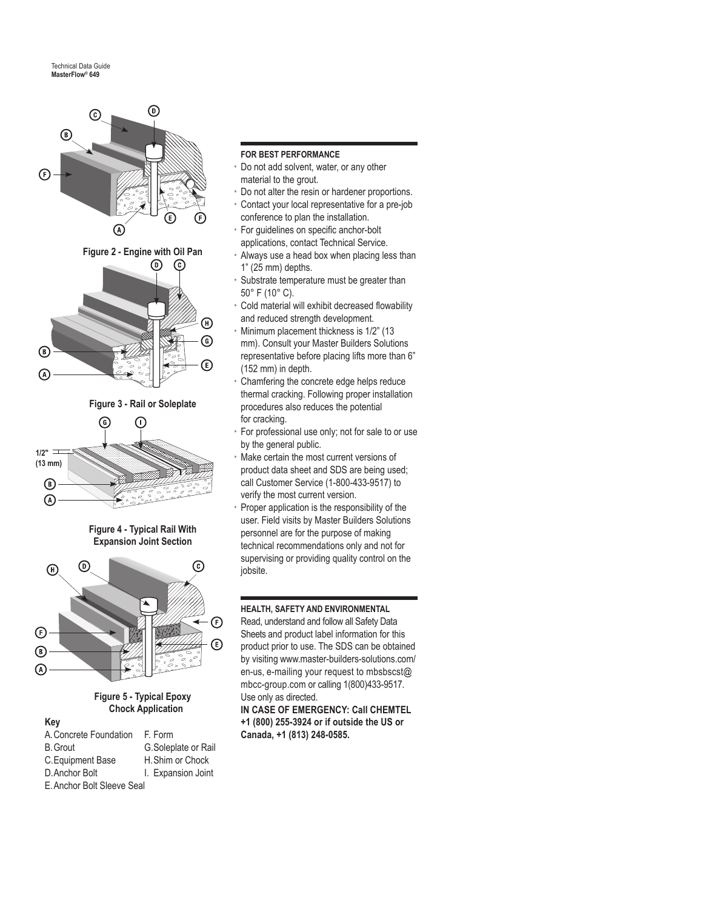Figure 2 - Engine with Oil Pan

Figure 3 - Rail or Soleplate

Figure 4 - Typical Rail With Expansion Joint Section

Figure 5 - Typical Epoxy Chock Application

**Key**

A. Concrete Foundation
B. Grout
C. Equipment Base
D. Anchor Bolt
E. Anchor Bolt Sleeve Seal
F. Form
G. Soleplate or Rail
H. Shim or Chock
I. Expansion Joint

### FOR BEST PERFORMANCE

- Do not add solvent, water, or any other material to the grout.
- Do not alter the resin or hardener proportions.
- Contact your local representative for a pre-job conference to plan the installation.
- For guidelines on specific anchor-bolt applications, contact Technical Service.
- Always use a head box when placing less than 1" (25 mm) depths.
- Substrate temperature must be greater than 50° F (10° C).
- Cold material will exhibit decreased flowability and reduced strength development.
- Minimum placement thickness is 1/2" (13 mm). Consult your Master Builders Solutions representative before placing lifts more than 6" (152 mm) in depth.
- Chamfering the concrete edge helps reduce thermal cracking. Following proper installation procedures also reduces the potential for cracking.
- For professional use only; not for sale to or use by the general public.
- Make certain the most current versions of product data sheet and SDS are being used; call Customer Service (1-800-433-9517) to verify the most current version.
- Proper application is the responsibility of the user. Field visits by Master Builders Solutions personnel are for the purpose of making technical recommendations only and not for supervising or providing quality control on the jobsite.

### HEALTH, SAFETY AND ENVIRONMENTAL

Read, understand and follow all Safety Data Sheets and product label information for this product prior to use. The SDS can be obtained by visiting www.master-builders-solutions.com/en-us, e-mailing your request to mbsbscst@mbcc-group.com or calling 1(800)433-9517. Use only as directed.

**IN CASE OF EMERGENCY: Call CHEMTEL +1 (800) 255-3924 or if outside the US or Canada, +1 (813) 248-0585.**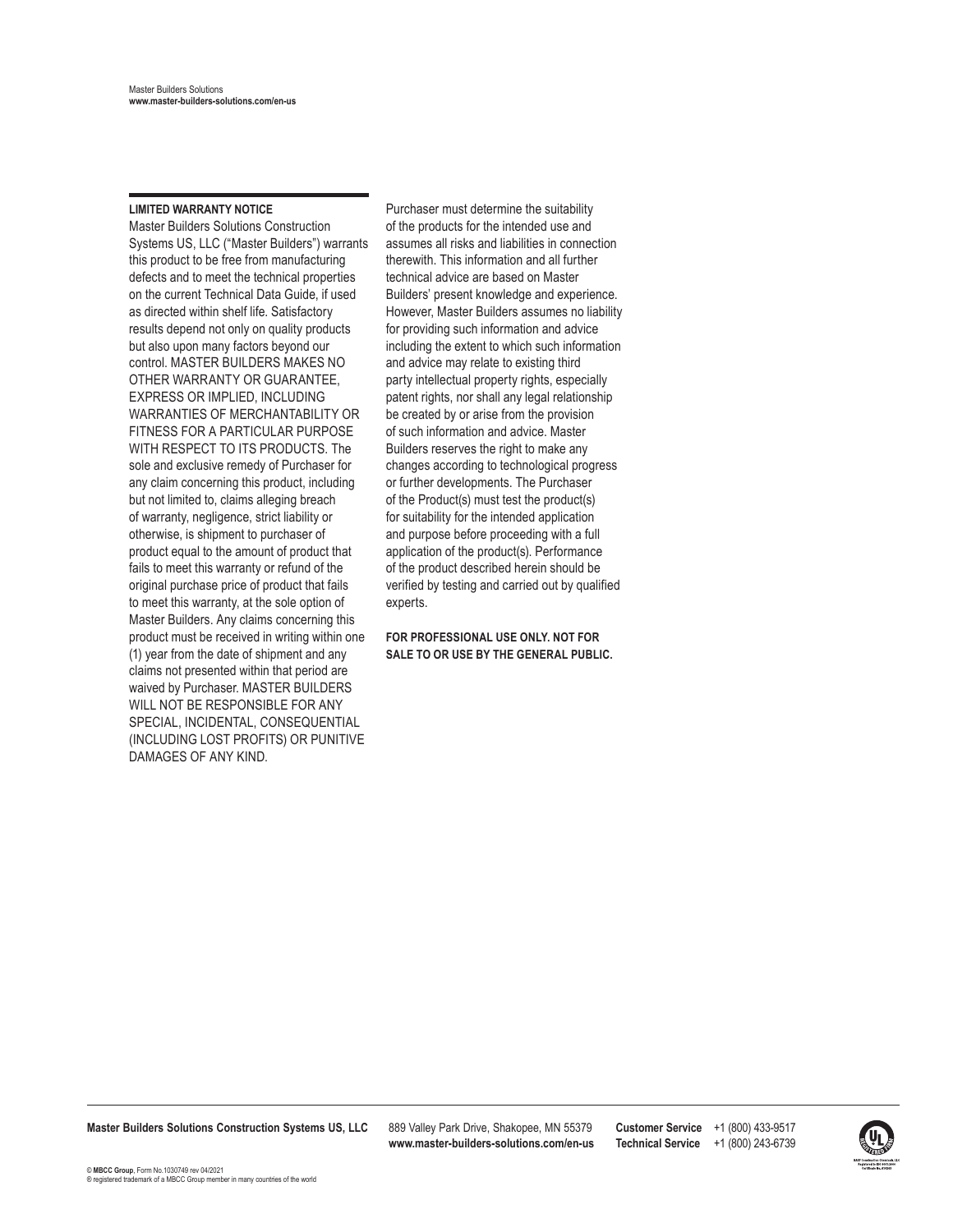Master Builders Solutions
**www.master-builders-solutions.com/en-us**

**LIMITED WARRANTY NOTICE**

Master Builders Solutions Construction Systems US, LLC ("Master Builders") warrants this product to be free from manufacturing defects and to meet the technical properties on the current Technical Data Guide, if used as directed within shelf life. Satisfactory results depend not only on quality products but also upon many factors beyond our control. MASTER BUILDERS MAKES NO OTHER WARRANTY OR GUARANTEE, EXPRESS OR IMPLIED, INCLUDING WARRANTIES OF MERCHANTABILITY OR FITNESS FOR A PARTICULAR PURPOSE WITH RESPECT TO ITS PRODUCTS. The sole and exclusive remedy of Purchaser for any claim concerning this product, including but not limited to, claims alleging breach of warranty, negligence, strict liability or otherwise, is shipment to purchaser of product equal to the amount of product that fails to meet this warranty or refund of the original purchase price of product that fails to meet this warranty, at the sole option of Master Builders. Any claims concerning this product must be received in writing within one (1) year from the date of shipment and any claims not presented within that period are waived by Purchaser. MASTER BUILDERS WILL NOT BE RESPONSIBLE FOR ANY SPECIAL, INCIDENTAL, CONSEQUENTIAL (INCLUDING LOST PROFITS) OR PUNITIVE DAMAGES OF ANY KIND.

Purchaser must determine the suitability of the products for the intended use and assumes all risks and liabilities in connection therewith. This information and all further technical advice are based on Master Builders' present knowledge and experience. However, Master Builders assumes no liability for providing such information and advice including the extent to which such information and advice may relate to existing third party intellectual property rights, especially patent rights, nor shall any legal relationship be created by or arise from the provision of such information and advice. Master Builders reserves the right to make any changes according to technological progress or further developments. The Purchaser of the Product(s) must test the product(s) for suitability for the intended application and purpose before proceeding with a full application of the product(s). Performance of the product described herein should be verified by testing and carried out by qualified experts.

**FOR PROFESSIONAL USE ONLY. NOT FOR SALE TO OR USE BY THE GENERAL PUBLIC.**

**Master Builders Solutions Construction Systems US, LLC** 889 Valley Park Drive, Shakopee, MN 55379 **www.master-builders-solutions.com/en-us**

**Customer Service** +1 (800) 433-9517
**Technical Service** +1 (800) 243-6739

© **MBCC Group**, Form No.1030749 rev 04/2021
® registered trademark of a MBCC Group member in many countries of the world